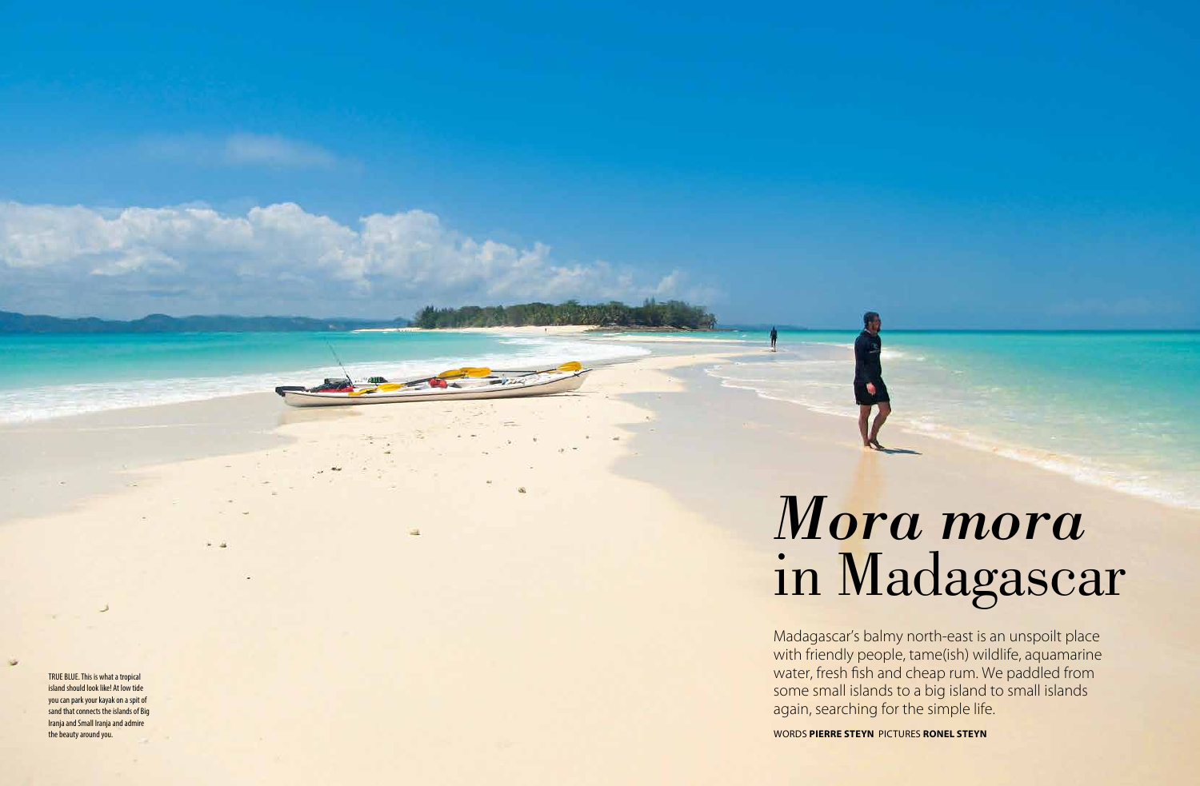# *Mora mora* in Madagascar

Madagascar's balmy north-east is an unspoilt place with friendly people, tame(ish) wildlife, aquamarine water, fresh fish and cheap rum. We paddled from some small islands to a big island to small islands again, searching for the simple life.

WORDS **PIERRE STEYN** PICTURES **RONEL STEYN**

TRUE BLUE. This is what a tropical island should look like! At low tide you can park your kayak on a spit of sand that connects the islands of Big Iranja and Small Iranja and admire the beauty around you.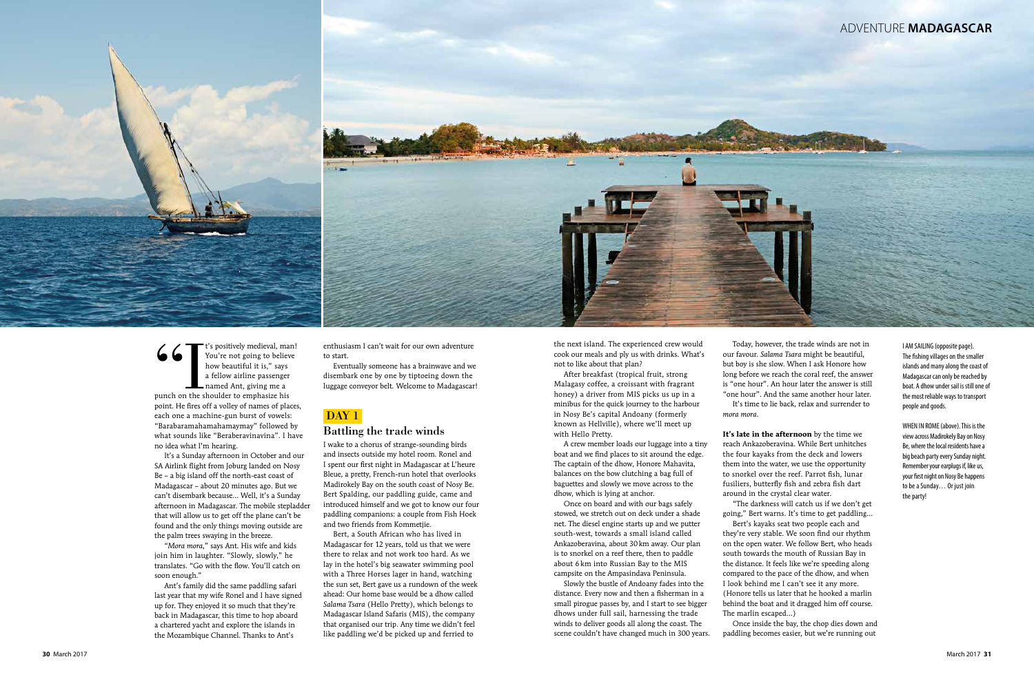"It's positively medieval, man! You're not going to believe how beautiful it is," says a fellow airline passenger named Ant, giving me a punch on the shoulder to emphasize his point. He fires off a volley of names of places, each one a machine-gun burst of vowels: "Barabaramahamahamaymay" followed by what sounds like "Beraberavinavina". I have no idea what I'm hearing.

It's a Sunday afternoon in October and our SA Airlink flight from Joburg landed on Nosy Be – a big island off the north-east coast of Madagascar – about 20 minutes ago. But we can't disembark because... Well, it's a Sunday afternoon in Madagascar. The mobile stepladder that will allow us to get off the plane can't be found and the only things moving outside are the palm trees swaying in the breeze.

"*Mora mora*," says Ant. His wife and kids join him in laughter. "Slowly, slowly," he translates. "Go with the flow. You'll catch on soon enough."

Ant's family did the same paddling safari last year that my wife Ronel and I have signed up for. They enjoyed it so much that they're back in Madagascar, this time to hop aboard a chartered yacht and explore the islands in the Mozambique Channel. Thanks to Ant's enthusiasm I can't wait for our own adventure to start.

Eventually someone has a brainwave and we disembark one by one by tiptoeing down the luggage conveyor belt. Welcome to Madagascar!

## DAY 1

### Battling the trade winds

I wake to a chorus of strange-sounding birds and insects outside my hotel room. Ronel and I spent our first night in Madagascar at L'heure Bleue, a pretty, French-run hotel that overlooks Madirokely Bay on the south coast of Nosy Be. Bert Spalding, our paddling guide, came and introduced himself and we got to know our four paddling companions: a couple from Fish Hoek and two friends from Kommetjie.

Bert, a South African who has lived in Madagascar for 12 years, told us that we were there to relax and not work too hard. As we lay in the hotel's big seawater swimming pool with a Three Horses lager in hand, watching the sun set, Bert gave us a rundown of the week ahead: Our home base would be a dhow called *Salama Tsara* (Hello Pretty), which belongs to Madagascar Island Safaris (MIS), the company that organised our trip. Any time we didn't feel like paddling we'd be picked up and ferried to the next island. The experienced crew would cook our meals and ply us with drinks. What's not to like about that plan?

After breakfast (tropical fruit, strong Malagasy coffee, a croissant with fragrant honey) a driver from MIS picks us up in a minibus for the quick journey to the harbour in Nosy Be's capital Andoany (formerly known as Hellville), where we'll meet up with Hello Pretty.

A crew member loads our luggage into a tiny boat and we find places to sit around the edge. The captain of the dhow, Honore Mahavita, balances on the bow clutching a bag full of baguettes and slowly we move across to the dhow, which is lying at anchor.

Once on board and with our bags safely stowed, we stretch out on deck under a shade net. The diesel engine starts up and we putter south-west, towards a small island called Ankazoberavina, about 30 km away. Our plan is to snorkel on a reef there, then to paddle about 6 km into Russian Bay to the MIS campsite on the Ampasindava Peninsula.

Slowly the bustle of Andoany fades into the distance. Every now and then a fisherman in a small pirogue passes by, and I start to see bigger dhows under full sail, harnessing the trade winds to deliver goods all along the coast. The scene couldn't have changed much in 300 years.

Today, however, the trade winds are not in our favour. *Salama Tsara* might be beautiful, but boy is she slow. When I ask Honore how long before we reach the coral reef, the answer is "one hour". An hour later the answer is still "one hour". And the same another hour later.

It's time to lie back, relax and surrender to *mora mora*.

**It's late in the afternoon** by the time we reach Ankazoberavina. While Bert unhitches the four kayaks from the deck and lowers them into the water, we use the opportunity to snorkel over the reef. Parrot fish, lunar fusiliers, butterfly fish and zebra fish dart around in the crystal clear water.

"The darkness will catch us if we don't get going," Bert warns. It's time to get paddling...

Bert's kayaks seat two people each and they're very stable. We soon find our rhythm on the open water. We follow Bert, who heads south towards the mouth of Russian Bay in the distance. It feels like we're speeding along compared to the pace of the dhow, and when I look behind me I can't see it any more. (Honore tells us later that he hooked a marlin behind the boat and it dragged him off course. The marlin escaped...)

Once inside the bay, the chop dies down and paddling becomes easier, but we're running out

I AM SAILING (opposite page). The fishing villages on the smaller islands and many along the coast of Madagascar can only be reached by boat. A dhow under sail is still one of the most reliable ways to transport people and goods.

WHEN IN ROME (above). This is the view across Madirokely Bay on Nosy Be, where the local residents have a big beach party every Sunday night. Remember your earplugs if, like us, your first night on Nosy Be happens to be a Sunday… Or just join the party!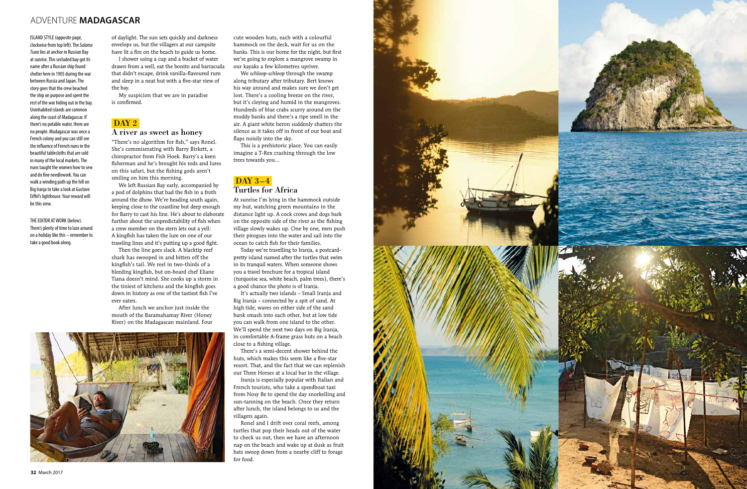ISLAND STYLE (opposite page, clockwise from top left). The *Salama Tsara* lies at anchor in Russian Bay at sunrise. This secluded bay got its name after a Russian ship found shelter here in 1905 during the war between Russia and Japan. The story goes that the crew beached the ship on purpose and spent the rest of the war hiding out in the bay. Uninhabited islands are common along the coast of Madagascar. If there's no potable water, there are no people. Madagascar was once a French colony and you can still see the influence of French nuns in the beautiful tablecloths that are sold in many of the local markets. The nuns taught the women how to sew and do fine needlework. You can walk a winding path up the hill on Big Iranja to take a look at Gustave Eiffel's lighthouse. Your reward will be this view.

THE EDITOR AT WORK (below). There's plenty of time to laze around on a holiday like this – remember to take a good book along.

of daylight. The sun sets quickly and darkness envelops us, but the villagers at our campsite have lit a fire on the beach to guide us home.

I shower using a cup and a bucket of water drawn from a well, eat the bonito and barracuda that didn't escape, drink vanilla-flavoured rum and sleep in a neat hut with a five-star view of the bay.

My suspicion that we are in paradise is confirmed.

## DAY 2

### A river as sweet as honey

"There's no algorithm for fish," says Ronel. She's commiserating with Barry Birkett, a chiropractor from Fish Hoek. Barry's a keen fisherman and he's brought his rods and lures on this safari, but the fishing gods aren't smiling on him this morning.

We left Russian Bay early, accompanied by a pod of dolphins that had the fish in a froth around the dhow. We're heading south again, keeping close to the coastline but deep enough for Barry to cast his line. He's about to elaborate further about the unpredictability of fish when a crew member on the stern lets out a yell: A kingfish has taken the lure on one of our trawling lines and it's putting up a good fight.

Then the line goes slack. A blacktip reef shark has swooped in and bitten off the kingfish's tail. We reel in two-thirds of a bleeding kingfish, but on-board chef Eliane Tiana doesn't mind. She cooks up a storm in the tiniest of kitchens and the kingfish goes down in history as one of the tastiest fish I've ever eaten.

After lunch we anchor just inside the mouth of the Baramahamay River (Honey River) on the Madagascan mainland. Four cute wooden huts, each with a colourful hammock on the deck, wait for us on the banks. This is our home for the night, but first we're going to explore a mangrove swamp in our kayaks a few kilometres upriver.

We *schloop-schloop* through the swamp along tributary after tributary. Bert knows his way around and makes sure we don't get lost. There's a cooling breeze on the river, but it's cloying and humid in the mangroves. Hundreds of blue crabs scurry around on the muddy banks and there's a ripe smell in the air. A giant white heron suddenly shatters the silence as it takes off in front of our boat and flaps noisily into the sky.

This is a prehistoric place. You can easily imagine a T-Rex crashing through the low trees towards you...

## DAY 3–4

### Turtles for Africa

At sunrise I'm lying in the hammock outside my hut, watching green mountains in the distance light up. A cock crows and dogs bark on the opposite side of the river as the fishing village slowly wakes up. One by one, men push their pirogues into the water and sail into the ocean to catch fish for their families.

Today we're travelling to Iranja, a postcard-pretty island named after the turtles that swim in its tranquil waters. When someone shows you a travel brochure for a tropical island (turquoise sea, white beach, palm trees), there's a good chance the photo is of Iranja.

It's actually two islands – Small Iranja and Big Iranja – connected by a spit of sand. At high tide, waves on either side of the sand bank smash into each other, but at low tide you can walk from one island to the other. We'll spend the next two days on Big Iranja, in comfortable A-frame grass huts on a beach close to a fishing village.

There's a semi-decent shower behind the huts, which makes this seem like a five-star resort. That, and the fact that we can replenish our Three Horses at a local bar in the village.

Iranja is especially popular with Italian and French tourists, who take a speedboat taxi from Nosy Be to spend the day snorkelling and sun-tanning on the beach. Once they return after lunch, the island belongs to us and the villagers again.

Ronel and I drift over coral reefs, among turtles that pop their heads out of the water to check us out, then we have an afternoon nap on the beach and wake up at dusk as fruit bats swoop down from a nearby cliff to forage for food.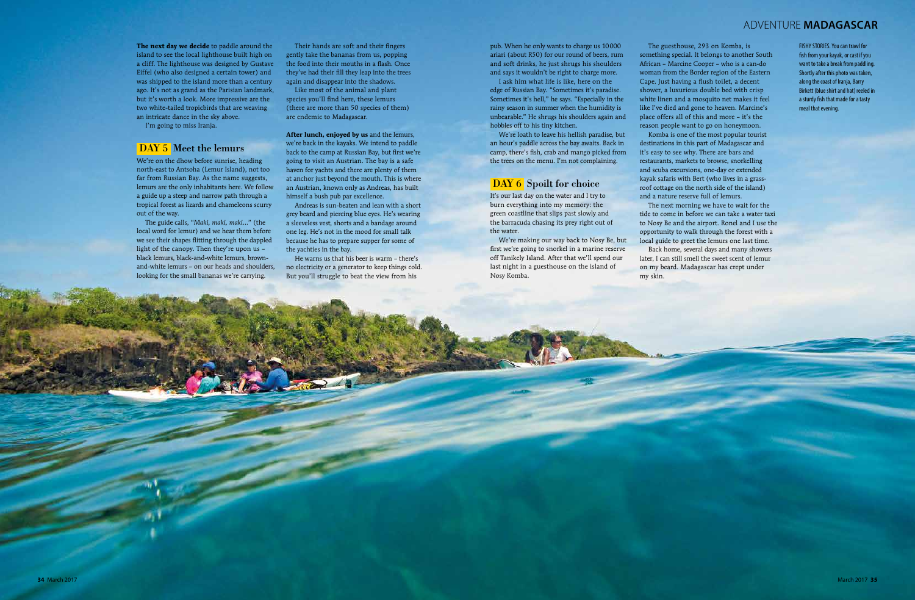**The next day we decide** to paddle around the island to see the local lighthouse built high on a cliff. The lighthouse was designed by Gustave Eiffel (who also designed a certain tower) and was shipped to the island more than a century ago. It's not as grand as the Parisian landmark, but it's worth a look. More impressive are the two white-tailed tropicbirds that are weaving an intricate dance in the sky above.

I'm going to miss Iranja.

## DAY 5 Meet the lemurs

We're on the dhow before sunrise, heading north-east to Antsoha (Lemur Island), not too far from Russian Bay. As the name suggests, lemurs are the only inhabitants here. We follow a guide up a steep and narrow path through a tropical forest as lizards and chameleons scurry out of the way.

The guide calls, "*Maki, maki, maki…*" (the local word for lemur) and we hear them before we see their shapes flitting through the dappled light of the canopy. Then they're upon us – black lemurs, black-and-white lemurs, brown-and-white lemurs – on our heads and shoulders, looking for the small bananas we're carrying.

Their hands are soft and their fingers gently take the bananas from us, popping the food into their mouths in a flash. Once they've had their fill they leap into the trees again and disappear into the shadows.

Like most of the animal and plant species you'll find here, these lemurs (there are more than 50 species of them) are endemic to Madagascar.

**After lunch, enjoyed by us** and the lemurs, we're back in the kayaks. We intend to paddle back to the camp at Russian Bay, but first we're going to visit an Austrian. The bay is a safe haven for yachts and there are plenty of them at anchor just beyond the mouth. This is where an Austrian, known only as Andreas, has built himself a bush pub par excellence.

Andreas is sun-beaten and lean with a short grey beard and piercing blue eyes. He's wearing a sleeveless vest, shorts and a bandage around one leg. He's not in the mood for small talk because he has to prepare supper for some of the yachties in the bay.

He warns us that his beer is warm – there's no electricity or a generator to keep things cold. But you'll struggle to beat the view from his pub. When he only wants to charge us 10000 ariari (about R50) for our round of beers, rum and soft drinks, he just shrugs his shoulders and says it wouldn't be right to charge more.

I ask him what life is like, here on the edge of Russian Bay. "Sometimes it's paradise. Sometimes it's hell," he says. "Especially in the rainy season in summer when the humidity is unbearable." He shrugs his shoulders again and hobbles off to his tiny kitchen.

We're loath to leave his hellish paradise, but an hour's paddle across the bay awaits. Back in camp, there's fish, crab and mango picked from the trees on the menu. I'm not complaining.

## DAY 6 Spoilt for choice

It's our last day on the water and I try to burn everything into my memory: the green coastline that slips past slowly and the barracuda chasing its prey right out of the water.

We're making our way back to Nosy Be, but first we're going to snorkel in a marine reserve off Tanikely Island. After that we'll spend our last night in a guesthouse on the island of Nosy Komba.

The guesthouse, 293 on Komba, is something special. It belongs to another South African – Marcine Cooper – who is a can-do woman from the Border region of the Eastern Cape. Just having a flush toilet, a decent shower, a luxurious double bed with crisp white linen and a mosquito net makes it feel like I've died and gone to heaven. Marcine's place offers all of this and more – it's the reason people want to go on honeymoon.

Komba is one of the most popular tourist destinations in this part of Madagascar and it's easy to see why. There are bars and restaurants, markets to browse, snorkelling and scuba excursions, one-day or extended kayak safaris with Bert (who lives in a grass-roof cottage on the north side of the island) and a nature reserve full of lemurs.

The next morning we have to wait for the tide to come in before we can take a water taxi to Nosy Be and the airport. Ronel and I use the opportunity to walk through the forest with a local guide to greet the lemurs one last time.

Back home, several days and many showers later, I can still smell the sweet scent of lemur on my beard. Madagascar has crept under my skin.

FISHY STORIES. You can trawl for fish from your kayak, or cast if you want to take a break from paddling. Shortly after this photo was taken, along the coast of Iranja, Barry Birkett (blue shirt and hat) reeled in a sturdy fish that made for a tasty meal that evening.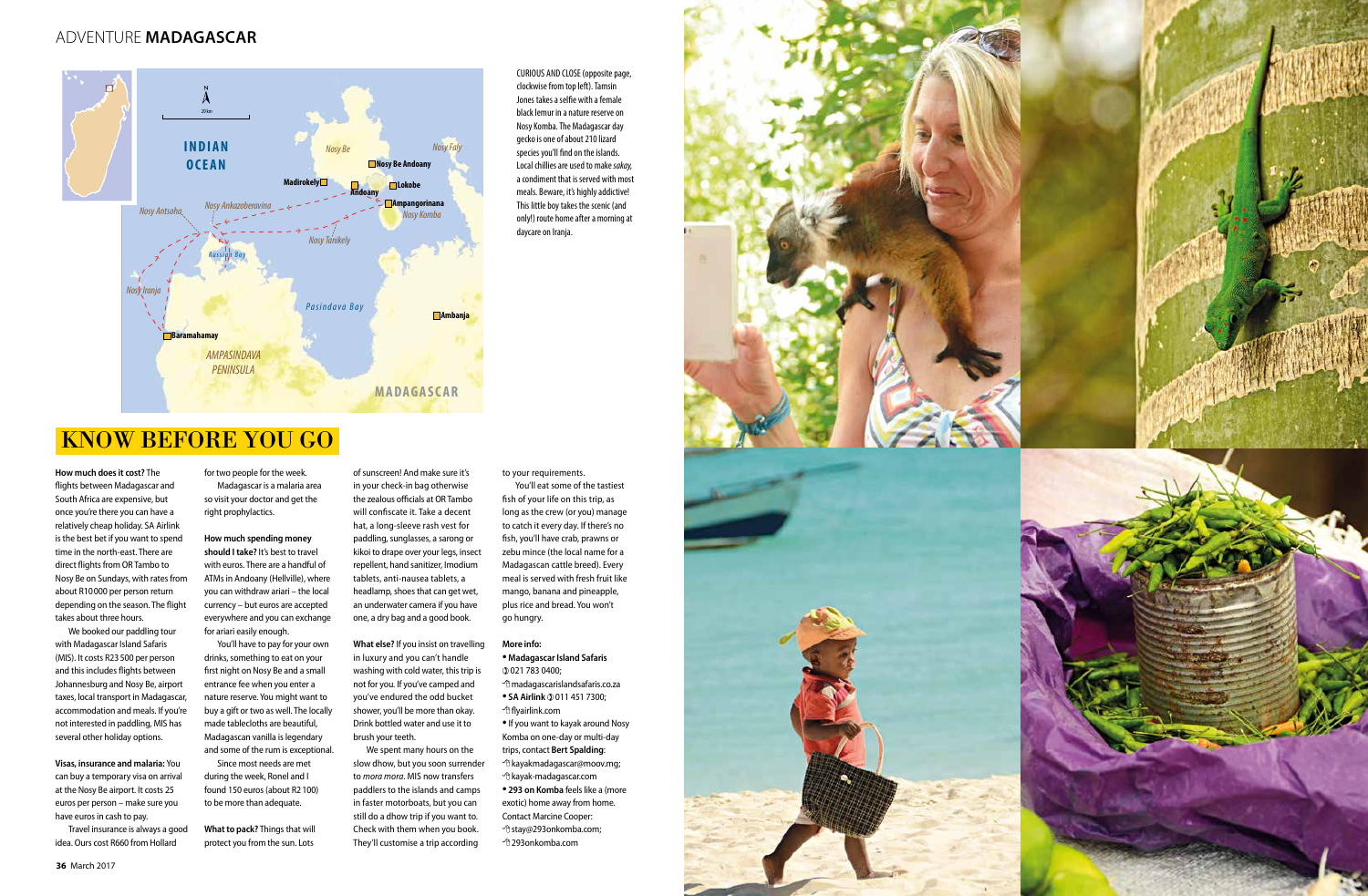## KNOW BEFORE YOU GO

**How much does it cost?** The flights between Madagascar and South Africa are expensive, but once you're there you can have a relatively cheap holiday. SA Airlink is the best bet if you want to spend time in the north-east. There are direct flights from OR Tambo to Nosy Be on Sundays, with rates from about R10 000 per person return depending on the season. The flight takes about three hours.

We booked our paddling tour with Madagascar Island Safaris (MIS). It costs R23 500 per person and this includes flights between Johannesburg and Nosy Be, airport taxes, local transport in Madagascar, accommodation and meals. If you're not interested in paddling, MIS has several other holiday options.

**Visas, insurance and malaria:** You can buy a temporary visa on arrival at the Nosy Be airport. It costs 25 euros per person – make sure you have euros in cash to pay.

Travel insurance is always a good idea. Ours cost R660 from Hollard for two people for the week.

Madagascar is a malaria area so visit your doctor and get the right prophylactics.

**How much spending money should I take?** It's best to travel with euros. There are a handful of ATMs in Andoany (Hellville), where you can withdraw ariari – the local currency – but euros are accepted everywhere and you can exchange for ariari easily enough.

You'll have to pay for your own drinks, something to eat on your first night on Nosy Be and a small entrance fee when you enter a nature reserve. You might want to buy a gift or two as well. The locally made tablecloths are beautiful, Madagascan vanilla is legendary and some of the rum is exceptional.

Since most needs are met during the week, Ronel and I found 150 euros (about R2 100) to be more than adequate.

**What to pack?** Things that will protect you from the sun. Lots of sunscreen! And make sure it's in your check-in bag otherwise the zealous officials at OR Tambo will confiscate it. Take a decent hat, a long-sleeve rash vest for paddling, sunglasses, a sarong or kikoi to drape over your legs, insect repellent, hand sanitizer, Imodium tablets, anti-nausea tablets, a headlamp, shoes that can get wet, an underwater camera if you have one, a dry bag and a good book.

**What else?** If you insist on travelling in luxury and you can't handle washing with cold water, this trip is not for you. If you've camped and you've endured the odd bucket shower, you'll be more than okay. Drink bottled water and use it to brush your teeth.

We spent many hours on the slow dhow, but you soon surrender to *mora mora*. MIS now transfers paddlers to the islands and camps in faster motorboats, but you can still do a dhow trip if you want to. Check with them when you book. They'll customise a trip according to your requirements.

You'll eat some of the tastiest fish of your life on this trip, as long as the crew (or you) manage to catch it every day. If there's no fish, you'll have crab, prawns or zebu mince (the local name for a Madagascan cattle breed). Every meal is served with fresh fruit like mango, banana and pineapple, plus rice and bread. You won't go hungry.

**More info:**

- **Madagascar Island Safaris** 021 783 0400; madagascarislandsafaris.co.za
- **SA Airlink** 011 451 7300; flyairlink.com
- If you want to kayak around Nosy Komba on one-day or multi-day trips, contact **Bert Spalding**: kayakmadagascar@moov.mg; kayak-madagascar.com
- **293 on Komba** feels like a (more exotic) home away from home. Contact Marcine Cooper: stay@293onkomba.com; 293onkomba.com

CURIOUS AND CLOSE (opposite page, clockwise from top left). Tamsin Jones takes a selfie with a female black lemur in a nature reserve on Nosy Komba. The Madagascar day gecko is one of about 210 lizard species you'll find on the islands. Local chillies are used to make *sakay*, a condiment that is served with most meals. Beware, it's highly addictive! This little boy takes the scenic (and only!) route home after a morning at daycare on Iranja.

INDIAN OCEAN
Nosy Be
Nosy Be Andoany
Nosy Faly
Madirokely
Andoany
Lokobe
Ampangorinana
Nosy Komba
Nosy Ankazoberavina
Nosy Antsoha
Nosy Tanikely
Russian Bay
Nosy Iranja
Pasindava Bay
Ambanja
Baramahamay
AMPASINDAVA PENINSULA
MADAGASCAR
20 km